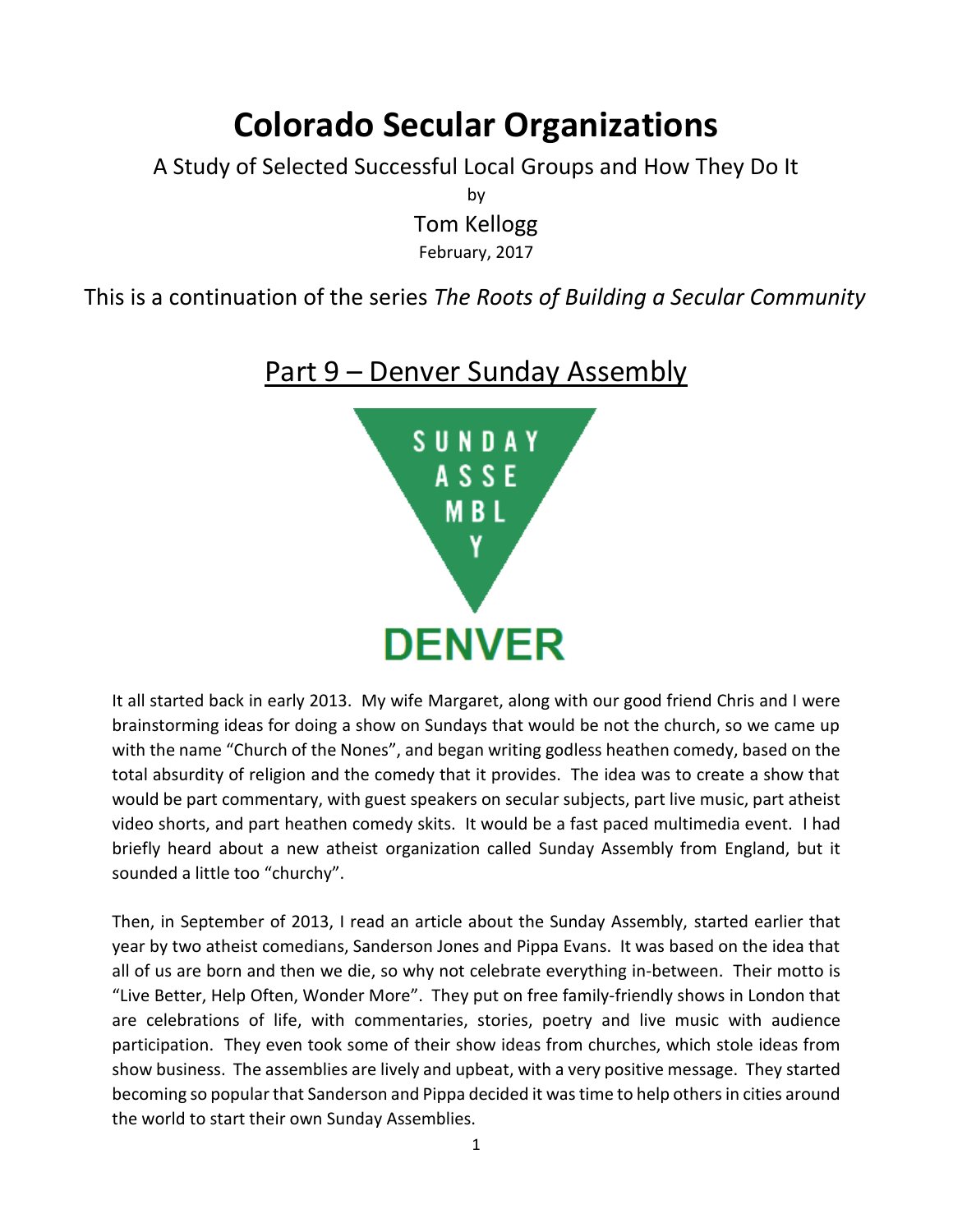# Colorado Secular Organizations

A Study of Selected Successful Local Groups and How They Do It

by

Tom Kellogg

February, 2017

This is a continuation of the series *The Roots of Building a Secular Community*

## Part 9 – Denver Sunday Assembly

SUNDAY ASSEMBLY

DENVER

It all started back in early 2013. My wife Margaret, along with our good friend Chris and I were brainstorming ideas for doing a show on Sundays that would be not the church, so we came up with the name "Church of the Nones", and began writing godless heathen comedy, based on the total absurdity of religion and the comedy that it provides. The idea was to create a show that would be part commentary, with guest speakers on secular subjects, part live music, part atheist video shorts, and part heathen comedy skits. It would be a fast paced multimedia event. I had briefly heard about a new atheist organization called Sunday Assembly from England, but it sounded a little too "churchy".

Then, in September of 2013, I read an article about the Sunday Assembly, started earlier that year by two atheist comedians, Sanderson Jones and Pippa Evans. It was based on the idea that all of us are born and then we die, so why not celebrate everything in-between. Their motto is "Live Better, Help Often, Wonder More". They put on free family-friendly shows in London that are celebrations of life, with commentaries, stories, poetry and live music with audience participation. They even took some of their show ideas from churches, which stole ideas from show business. The assemblies are lively and upbeat, with a very positive message. They started becoming so popular that Sanderson and Pippa decided it was time to help others in cities around the world to start their own Sunday Assemblies.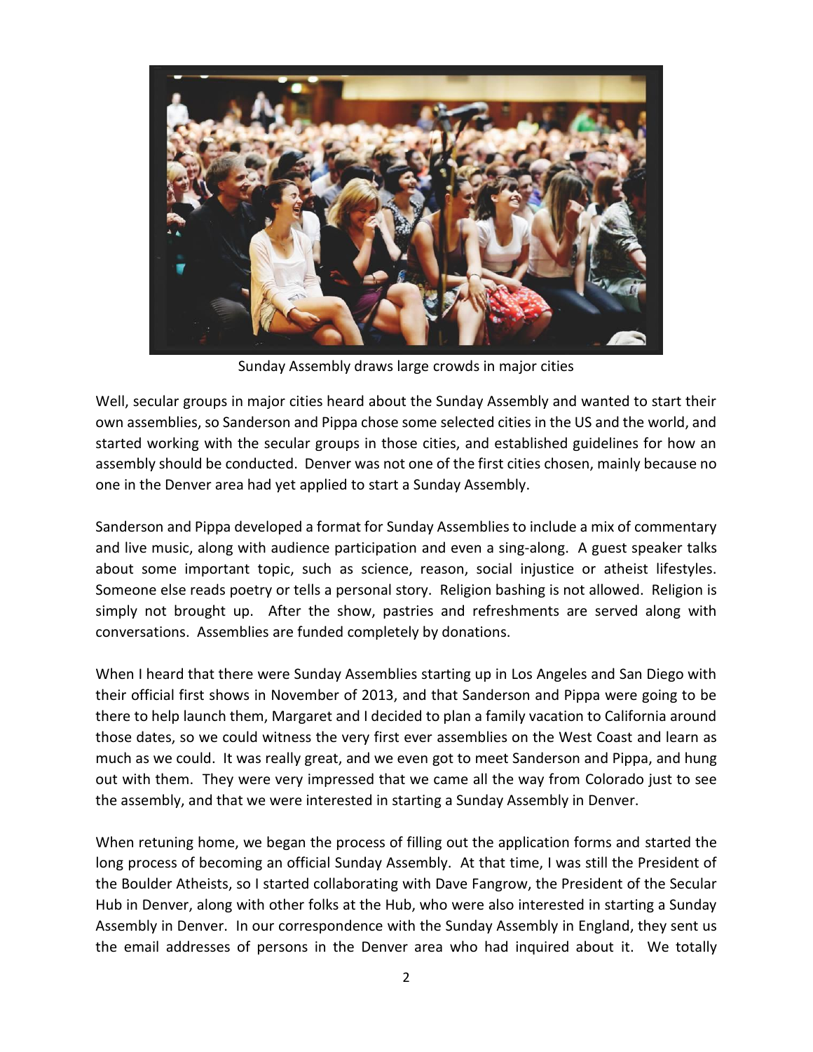Sunday Assembly draws large crowds in major cities

Well, secular groups in major cities heard about the Sunday Assembly and wanted to start their own assemblies, so Sanderson and Pippa chose some selected cities in the US and the world, and started working with the secular groups in those cities, and established guidelines for how an assembly should be conducted. Denver was not one of the first cities chosen, mainly because no one in the Denver area had yet applied to start a Sunday Assembly.

Sanderson and Pippa developed a format for Sunday Assemblies to include a mix of commentary and live music, along with audience participation and even a sing-along. A guest speaker talks about some important topic, such as science, reason, social injustice or atheist lifestyles. Someone else reads poetry or tells a personal story. Religion bashing is not allowed. Religion is simply not brought up. After the show, pastries and refreshments are served along with conversations. Assemblies are funded completely by donations.

When I heard that there were Sunday Assemblies starting up in Los Angeles and San Diego with their official first shows in November of 2013, and that Sanderson and Pippa were going to be there to help launch them, Margaret and I decided to plan a family vacation to California around those dates, so we could witness the very first ever assemblies on the West Coast and learn as much as we could. It was really great, and we even got to meet Sanderson and Pippa, and hung out with them. They were very impressed that we came all the way from Colorado just to see the assembly, and that we were interested in starting a Sunday Assembly in Denver.

When retuning home, we began the process of filling out the application forms and started the long process of becoming an official Sunday Assembly. At that time, I was still the President of the Boulder Atheists, so I started collaborating with Dave Fangrow, the President of the Secular Hub in Denver, along with other folks at the Hub, who were also interested in starting a Sunday Assembly in Denver. In our correspondence with the Sunday Assembly in England, they sent us the email addresses of persons in the Denver area who had inquired about it. We totally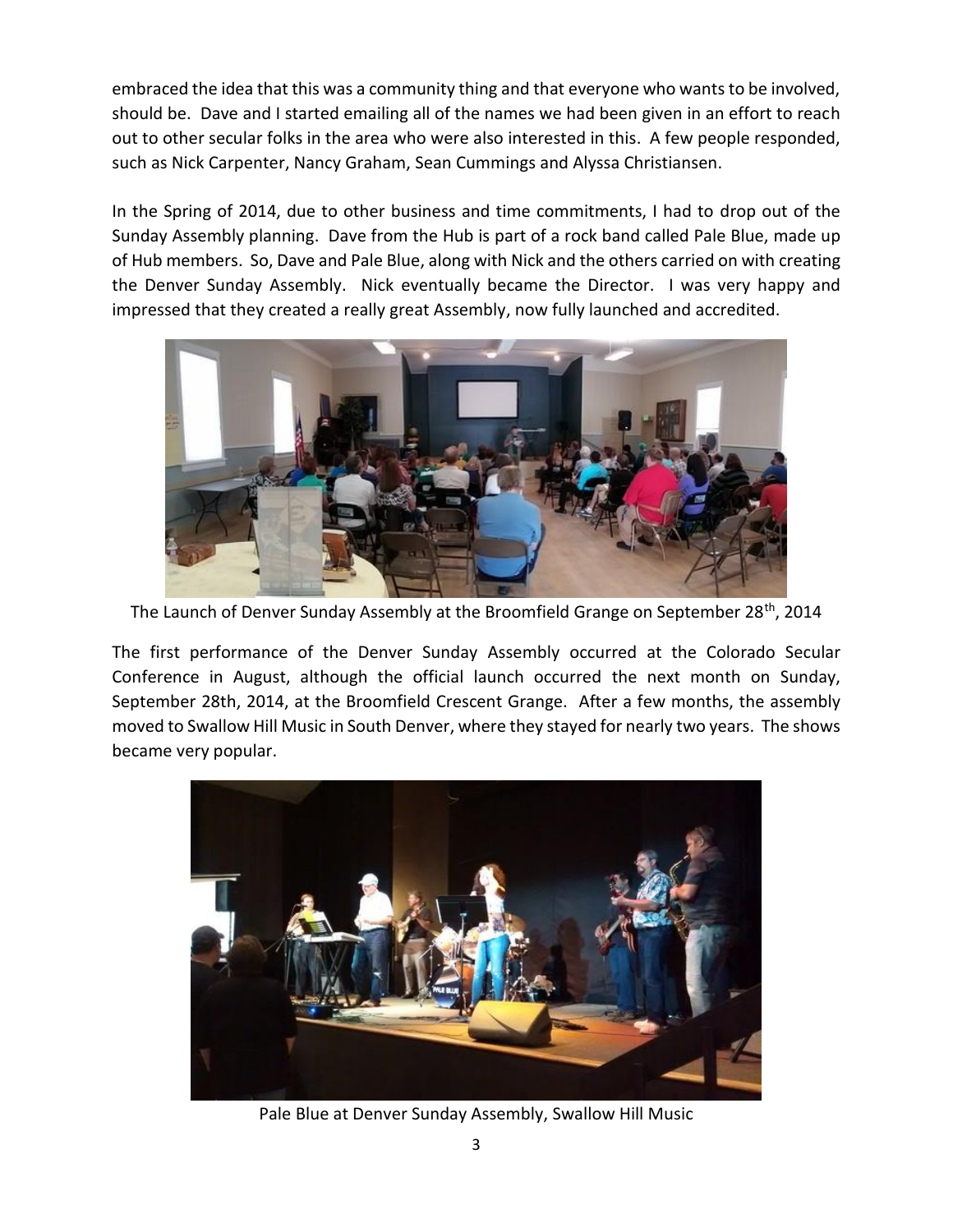embraced the idea that this was a community thing and that everyone who wants to be involved, should be. Dave and I started emailing all of the names we had been given in an effort to reach out to other secular folks in the area who were also interested in this. A few people responded, such as Nick Carpenter, Nancy Graham, Sean Cummings and Alyssa Christiansen.

In the Spring of 2014, due to other business and time commitments, I had to drop out of the Sunday Assembly planning. Dave from the Hub is part of a rock band called Pale Blue, made up of Hub members. So, Dave and Pale Blue, along with Nick and the others carried on with creating the Denver Sunday Assembly. Nick eventually became the Director. I was very happy and impressed that they created a really great Assembly, now fully launched and accredited.

The Launch of Denver Sunday Assembly at the Broomfield Grange on September 28th, 2014

The first performance of the Denver Sunday Assembly occurred at the Colorado Secular Conference in August, although the official launch occurred the next month on Sunday, September 28th, 2014, at the Broomfield Crescent Grange. After a few months, the assembly moved to Swallow Hill Music in South Denver, where they stayed for nearly two years. The shows became very popular.

Pale Blue at Denver Sunday Assembly, Swallow Hill Music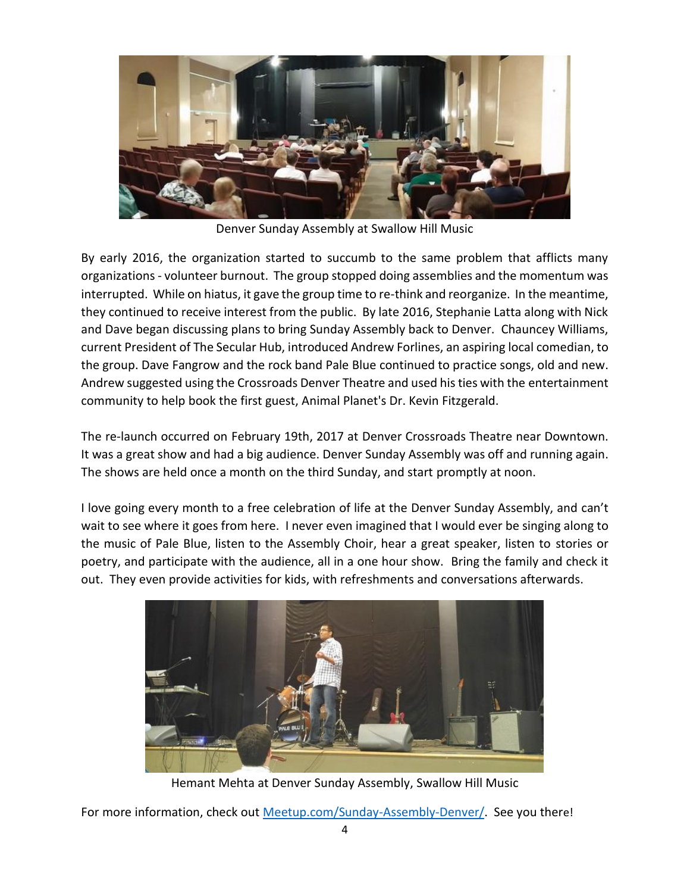Denver Sunday Assembly at Swallow Hill Music

By early 2016, the organization started to succumb to the same problem that afflicts many organizations - volunteer burnout. The group stopped doing assemblies and the momentum was interrupted. While on hiatus, it gave the group time to re-think and reorganize. In the meantime, they continued to receive interest from the public. By late 2016, Stephanie Latta along with Nick and Dave began discussing plans to bring Sunday Assembly back to Denver. Chauncey Williams, current President of The Secular Hub, introduced Andrew Forlines, an aspiring local comedian, to the group. Dave Fangrow and the rock band Pale Blue continued to practice songs, old and new. Andrew suggested using the Crossroads Denver Theatre and used his ties with the entertainment community to help book the first guest, Animal Planet's Dr. Kevin Fitzgerald.

The re-launch occurred on February 19th, 2017 at Denver Crossroads Theatre near Downtown. It was a great show and had a big audience. Denver Sunday Assembly was off and running again. The shows are held once a month on the third Sunday, and start promptly at noon.

I love going every month to a free celebration of life at the Denver Sunday Assembly, and can't wait to see where it goes from here. I never even imagined that I would ever be singing along to the music of Pale Blue, listen to the Assembly Choir, hear a great speaker, listen to stories or poetry, and participate with the audience, all in a one hour show. Bring the family and check it out. They even provide activities for kids, with refreshments and conversations afterwards.

Hemant Mehta at Denver Sunday Assembly, Swallow Hill Music

For more information, check out [Meetup.com/Sunday-Assembly-Denver/](Meetup.com/Sunday-Assembly-Denver/). See you there!